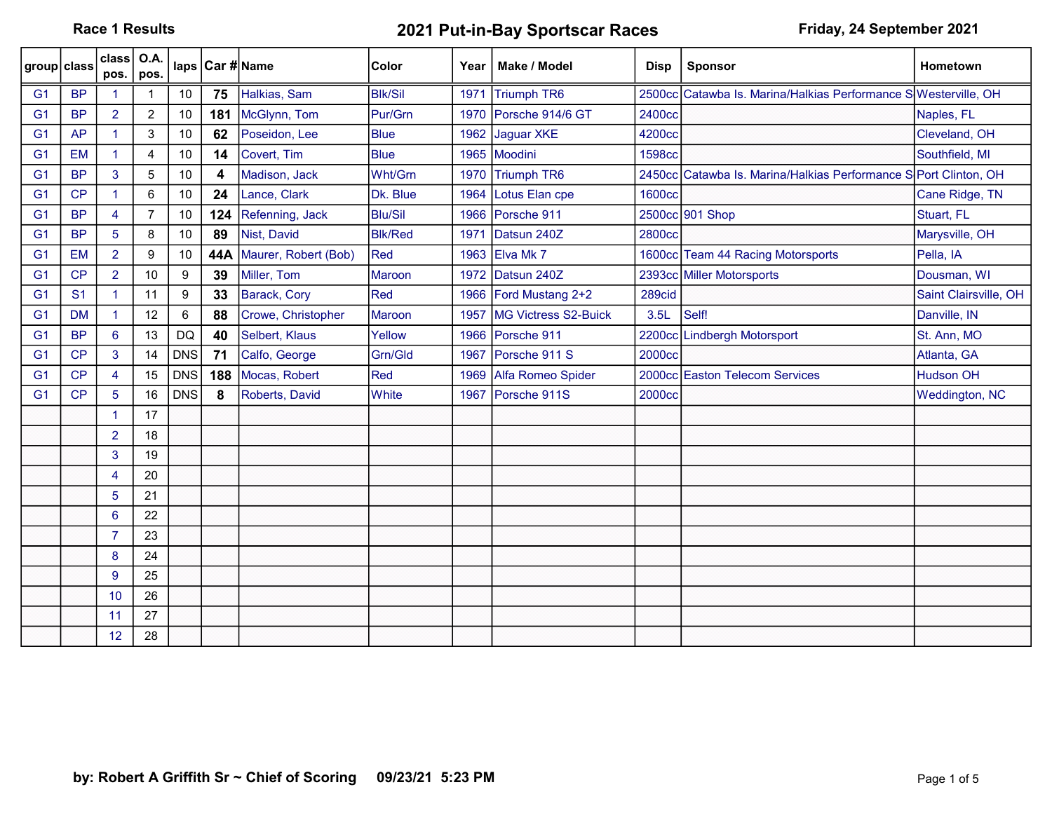**Race 1 Results** — **2021 Put-in-Bay Sportscar Races** — **Friday, 24 September 2021**

| group | class | class pos. | O.A. pos. | laps | Car # | Name | Color | Year | Make / Model | Disp | Sponsor | Hometown |
|---|---|---|---|---|---|---|---|---|---|---|---|---|
| G1 | BP | 1 | 1 | 10 | **75** | Halkias, Sam | Blk/Sil | 1971 | Triumph TR6 | 2500cc | Catawba Is. Marina/Halkias Performance S | Westerville, OH |
| G1 | BP | 2 | 2 | 10 | **181** | McGlynn, Tom | Pur/Grn | 1970 | Porsche 914/6 GT | 2400cc | | Naples, FL |
| G1 | AP | 1 | 3 | 10 | **62** | Poseidon, Lee | Blue | 1962 | Jaguar XKE | 4200cc | | Cleveland, OH |
| G1 | EM | 1 | 4 | 10 | **14** | Covert, Tim | Blue | 1965 | Moodini | 1598cc | | Southfield, MI |
| G1 | BP | 3 | 5 | 10 | **4** | Madison, Jack | Wht/Grn | 1970 | Triumph TR6 | 2450cc | Catawba Is. Marina/Halkias Performance S | Port Clinton, OH |
| G1 | CP | 1 | 6 | 10 | **24** | Lance, Clark | Dk. Blue | 1964 | Lotus Elan cpe | 1600cc | | Cane Ridge, TN |
| G1 | BP | 4 | 7 | 10 | **124** | Refenning, Jack | Blu/Sil | 1966 | Porsche 911 | 2500cc | 901 Shop | Stuart, FL |
| G1 | BP | 5 | 8 | 10 | **89** | Nist, David | Blk/Red | 1971 | Datsun 240Z | 2800cc | | Marysville, OH |
| G1 | EM | 2 | 9 | 10 | **44A** | Maurer, Robert (Bob) | Red | 1963 | Elva Mk 7 | 1600cc | Team 44 Racing Motorsports | Pella, IA |
| G1 | CP | 2 | 10 | 9 | **39** | Miller, Tom | Maroon | 1972 | Datsun 240Z | 2393cc | Miller Motorsports | Dousman, WI |
| G1 | S1 | 1 | 11 | 9 | **33** | Barack, Cory | Red | 1966 | Ford Mustang 2+2 | 289cid | | Saint Clairsville, OH |
| G1 | DM | 1 | 12 | 6 | **88** | Crowe, Christopher | Maroon | 1957 | MG Victress S2-Buick | 3.5L | Self! | Danville, IN |
| G1 | BP | 6 | 13 | DQ | **40** | Selbert, Klaus | Yellow | 1966 | Porsche 911 | 2200cc | Lindbergh Motorsport | St. Ann, MO |
| G1 | CP | 3 | 14 | DNS | **71** | Calfo, George | Grn/Gld | 1967 | Porsche 911 S | 2000cc | | Atlanta, GA |
| G1 | CP | 4 | 15 | DNS | **188** | Mocas, Robert | Red | 1969 | Alfa Romeo Spider | 2000cc | Easton Telecom Services | Hudson OH |
| G1 | CP | 5 | 16 | DNS | **8** | Roberts, David | White | 1967 | Porsche 911S | 2000cc | | Weddington, NC |
| | | 1 | 17 | | | | | | | | | |
| | | 2 | 18 | | | | | | | | | |
| | | 3 | 19 | | | | | | | | | |
| | | 4 | 20 | | | | | | | | | |
| | | 5 | 21 | | | | | | | | | |
| | | 6 | 22 | | | | | | | | | |
| | | 7 | 23 | | | | | | | | | |
| | | 8 | 24 | | | | | | | | | |
| | | 9 | 25 | | | | | | | | | |
| | | 10 | 26 | | | | | | | | | |
| | | 11 | 27 | | | | | | | | | |
| | | 12 | 28 | | | | | | | | | |

**by: Robert A Griffith Sr ~ Chief of Scoring 09/23/21 5:23 PM**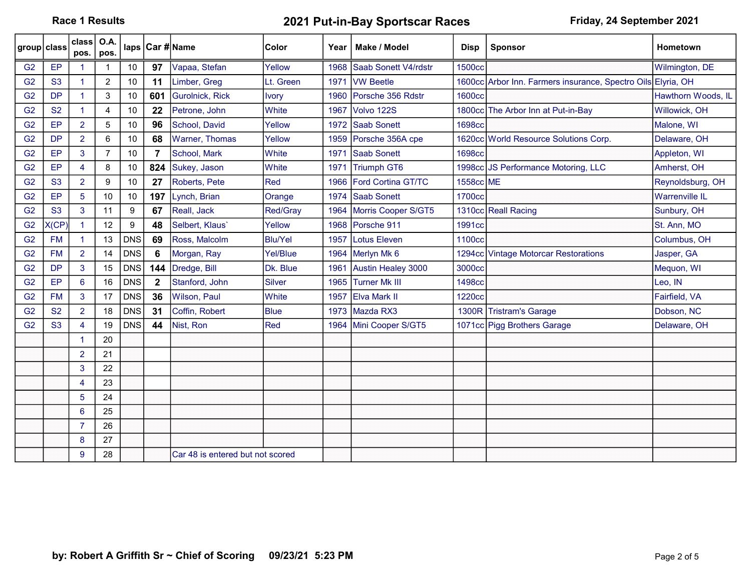**Race 1 Results** | **2021 Put-in-Bay Sportscar Races** | **Friday, 24 September 2021**

| group | class | class pos. | O.A. pos. | laps | Car # | Name | Color | Year | Make / Model | Disp | Sponsor | Hometown |
|---|---|---|---|---|---|---|---|---|---|---|---|---|
| G2 | EP | 1 | 1 | 10 | **97** | Vapaa, Stefan | Yellow | 1968 | Saab Sonett V4/rdstr | 1500cc | | Wilmington, DE |
| G2 | S3 | 1 | 2 | 10 | **11** | Limber, Greg | Lt. Green | 1971 | VW Beetle | 1600cc | Arbor Inn. Farmers insurance, Spectro Oils | Elyria, OH |
| G2 | DP | 1 | 3 | 10 | **601** | Gurolnick, Rick | Ivory | 1960 | Porsche 356 Rdstr | 1600cc | | Hawthorn Woods, IL |
| G2 | S2 | 1 | 4 | 10 | **22** | Petrone, John | White | 1967 | Volvo 122S | 1800cc | The Arbor Inn at Put-in-Bay | Willowick, OH |
| G2 | EP | 2 | 5 | 10 | **96** | School, David | Yellow | 1972 | Saab Sonett | 1698cc | | Malone, WI |
| G2 | DP | 2 | 6 | 10 | **68** | Warner, Thomas | Yellow | 1959 | Porsche 356A cpe | 1620cc | World Resource Solutions Corp. | Delaware, OH |
| G2 | EP | 3 | 7 | 10 | **7** | School, Mark | White | 1971 | Saab Sonett | 1698cc | | Appleton, WI |
| G2 | EP | 4 | 8 | 10 | **824** | Sukey, Jason | White | 1971 | Triumph GT6 | 1998cc | JS Performance Motoring, LLC | Amherst, OH |
| G2 | S3 | 2 | 9 | 10 | **27** | Roberts, Pete | Red | 1966 | Ford Cortina GT/TC | 1558cc | ME | Reynoldsburg, OH |
| G2 | EP | 5 | 10 | 10 | **197** | Lynch, Brian | Orange | 1974 | Saab Sonett | 1700cc | | Warrenville IL |
| G2 | S3 | 3 | 11 | 9 | **67** | Reall, Jack | Red/Gray | 1964 | Morris Cooper S/GT5 | 1310cc | Reall Racing | Sunbury, OH |
| G2 | X(CP) | 1 | 12 | 9 | **48** | Selbert, Klaus` | Yellow | 1968 | Porsche 911 | 1991cc | | St. Ann, MO |
| G2 | FM | 1 | 13 | DNS | **69** | Ross, Malcolm | Blu/Yel | 1957 | Lotus Eleven | 1100cc | | Columbus, OH |
| G2 | FM | 2 | 14 | DNS | **6** | Morgan, Ray | Yel/Blue | 1964 | Merlyn Mk 6 | 1294cc | Vintage Motorcar Restorations | Jasper, GA |
| G2 | DP | 3 | 15 | DNS | **144** | Dredge, Bill | Dk. Blue | 1961 | Austin Healey 3000 | 3000cc | | Mequon, WI |
| G2 | EP | 6 | 16 | DNS | **2** | Stanford, John | Silver | 1965 | Turner Mk III | 1498cc | | Leo, IN |
| G2 | FM | 3 | 17 | DNS | **36** | Wilson, Paul | White | 1957 | Elva Mark II | 1220cc | | Fairfield, VA |
| G2 | S2 | 2 | 18 | DNS | **31** | Coffin, Robert | Blue | 1973 | Mazda RX3 | 1300R | Tristram's Garage | Dobson, NC |
| G2 | S3 | 4 | 19 | DNS | **44** | Nist, Ron | Red | 1964 | Mini Cooper S/GT5 | 1071cc | Pigg Brothers Garage | Delaware, OH |
| | | 1 | 20 | | | | | | | | | |
| | | 2 | 21 | | | | | | | | | |
| | | 3 | 22 | | | | | | | | | |
| | | 4 | 23 | | | | | | | | | |
| | | 5 | 24 | | | | | | | | | |
| | | 6 | 25 | | | | | | | | | |
| | | 7 | 26 | | | | | | | | | |
| | | 8 | 27 | | | | | | | | | |
| | | 9 | 28 | | | Car 48 is entered but not scored | | | | | | |

**by: Robert A Griffith Sr ~ Chief of Scoring 09/23/21 5:23 PM**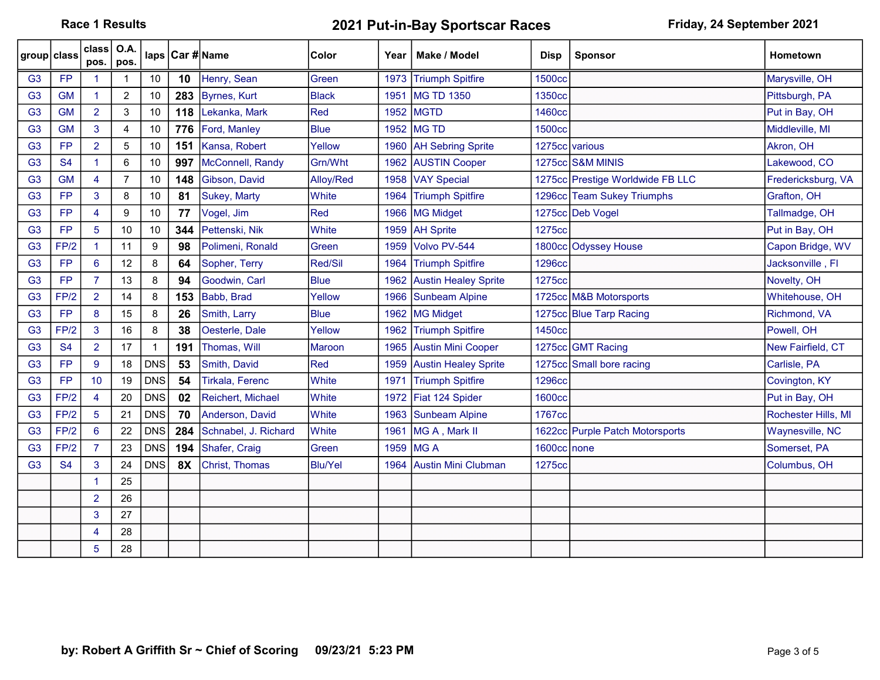**Race 1 Results** | **2021 Put-in-Bay Sportscar Races** | **Friday, 24 September 2021**

| group | class | class pos. | O.A. pos. | laps | Car # | Name | Color | Year | Make / Model | Disp | Sponsor | Hometown |
|---|---|---|---|---|---|---|---|---|---|---|---|---|
| G3 | FP | 1 | 1 | 10 | **10** | Henry, Sean | Green | 1973 | Triumph Spitfire | 1500cc | | Marysville, OH |
| G3 | GM | 1 | 2 | 10 | **283** | Byrnes, Kurt | Black | 1951 | MG TD 1350 | 1350cc | | Pittsburgh, PA |
| G3 | GM | 2 | 3 | 10 | **118** | Lekanka, Mark | Red | 1952 | MGTD | 1460cc | | Put in Bay, OH |
| G3 | GM | 3 | 4 | 10 | **776** | Ford, Manley | Blue | 1952 | MG TD | 1500cc | | Middleville, MI |
| G3 | FP | 2 | 5 | 10 | **151** | Kansa, Robert | Yellow | 1960 | AH Sebring Sprite | 1275cc | various | Akron, OH |
| G3 | S4 | 1 | 6 | 10 | **997** | McConnell, Randy | Grn/Wht | 1962 | AUSTIN Cooper | 1275cc | S&M MINIS | Lakewood, CO |
| G3 | GM | 4 | 7 | 10 | **148** | Gibson, David | Alloy/Red | 1958 | VAY Special | 1275cc | Prestige Worldwide FB LLC | Fredericksburg, VA |
| G3 | FP | 3 | 8 | 10 | **81** | Sukey, Marty | White | 1964 | Triumph Spitfire | 1296cc | Team Sukey Triumphs | Grafton, OH |
| G3 | FP | 4 | 9 | 10 | **77** | Vogel, Jim | Red | 1966 | MG Midget | 1275cc | Deb Vogel | Tallmadge, OH |
| G3 | FP | 5 | 10 | 10 | **344** | Pettenski, Nik | White | 1959 | AH Sprite | 1275cc | | Put in Bay, OH |
| G3 | FP/2 | 1 | 11 | 9 | **98** | Polimeni, Ronald | Green | 1959 | Volvo PV-544 | 1800cc | Odyssey House | Capon Bridge, WV |
| G3 | FP | 6 | 12 | 8 | **64** | Sopher, Terry | Red/Sil | 1964 | Triumph Spitfire | 1296cc | | Jacksonville , Fl |
| G3 | FP | 7 | 13 | 8 | **94** | Goodwin, Carl | Blue | 1962 | Austin Healey Sprite | 1275cc | | Novelty, OH |
| G3 | FP/2 | 2 | 14 | 8 | **153** | Babb, Brad | Yellow | 1966 | Sunbeam Alpine | 1725cc | M&B Motorsports | Whitehouse, OH |
| G3 | FP | 8 | 15 | 8 | **26** | Smith, Larry | Blue | 1962 | MG Midget | 1275cc | Blue Tarp Racing | Richmond, VA |
| G3 | FP/2 | 3 | 16 | 8 | **38** | Oesterle, Dale | Yellow | 1962 | Triumph Spitfire | 1450cc | | Powell, OH |
| G3 | S4 | 2 | 17 | 1 | **191** | Thomas, Will | Maroon | 1965 | Austin Mini Cooper | 1275cc | GMT Racing | New Fairfield, CT |
| G3 | FP | 9 | 18 | DNS | **53** | Smith, David | Red | 1959 | Austin Healey Sprite | 1275cc | Small bore racing | Carlisle, PA |
| G3 | FP | 10 | 19 | DNS | **54** | Tirkala, Ferenc | White | 1971 | Triumph Spitfire | 1296cc | | Covington, KY |
| G3 | FP/2 | 4 | 20 | DNS | **02** | Reichert, Michael | White | 1972 | Fiat 124 Spider | 1600cc | | Put in Bay, OH |
| G3 | FP/2 | 5 | 21 | DNS | **70** | Anderson, David | White | 1963 | Sunbeam Alpine | 1767cc | | Rochester Hills, MI |
| G3 | FP/2 | 6 | 22 | DNS | **284** | Schnabel, J. Richard | White | 1961 | MG A , Mark II | 1622cc | Purple Patch Motorsports | Waynesville, NC |
| G3 | FP/2 | 7 | 23 | DNS | **194** | Shafer, Craig | Green | 1959 | MG A | 1600cc | none | Somerset, PA |
| G3 | S4 | 3 | 24 | DNS | **8X** | Christ, Thomas | Blu/Yel | 1964 | Austin Mini Clubman | 1275cc | | Columbus, OH |
| | | 1 | 25 | | | | | | | | | |
| | | 2 | 26 | | | | | | | | | |
| | | 3 | 27 | | | | | | | | | |
| | | 4 | 28 | | | | | | | | | |
| | | 5 | 28 | | | | | | | | | |

**by: Robert A Griffith Sr ~ Chief of Scoring 09/23/21 5:23 PM**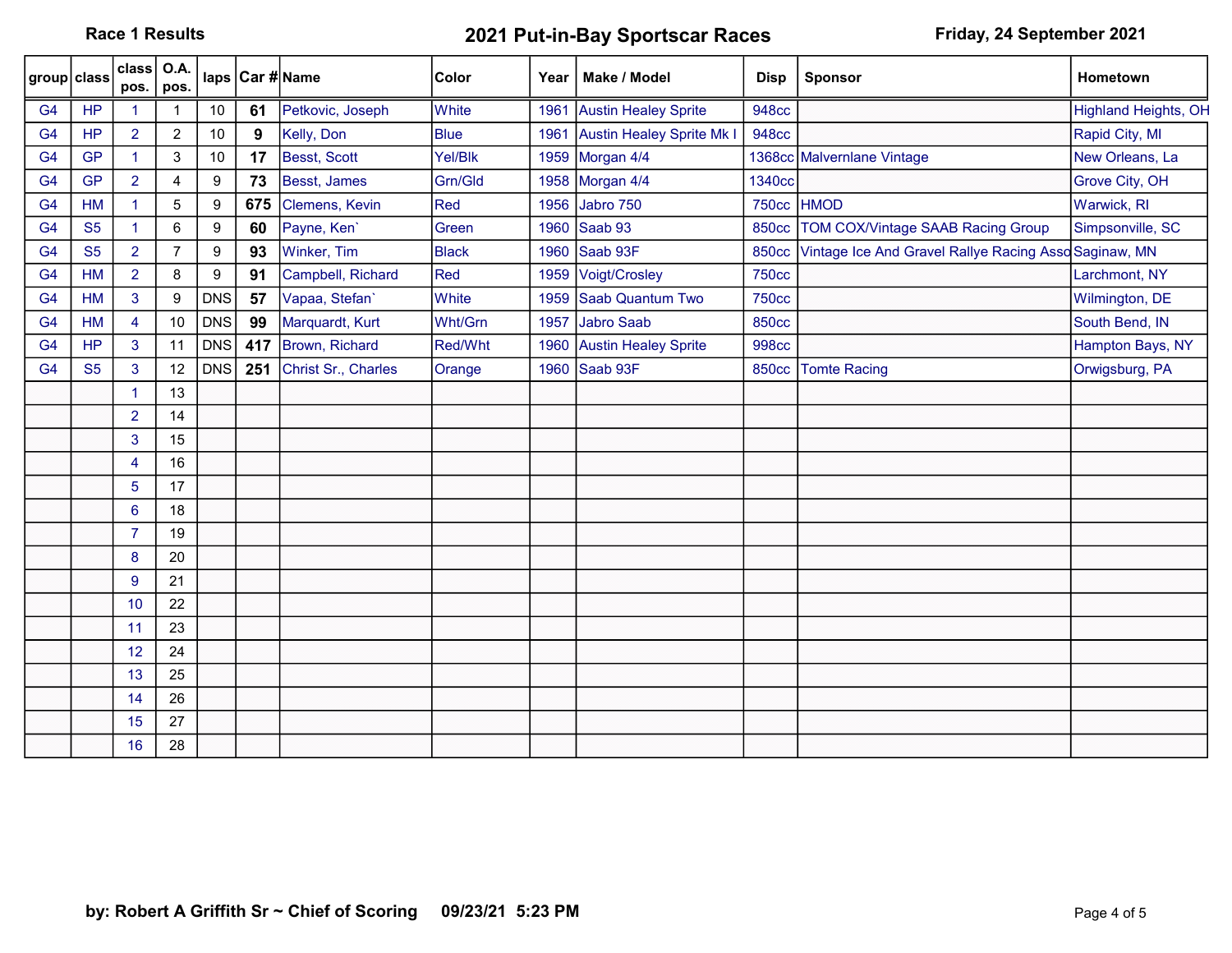Race 1 Results

# 2021 Put-in-Bay Sportscar Races

Friday, 24 September 2021

| group | class | class pos. | O.A. pos. | laps | Car # | Name | Color | Year | Make / Model | Disp | Sponsor | Hometown |
|---|---|---|---|---|---|---|---|---|---|---|---|---|
| G4 | HP | 1 | 1 | 10 | **61** | Petkovic, Joseph | White | 1961 | Austin Healey Sprite | 948cc | | Highland Heights, OH |
| G4 | HP | 2 | 2 | 10 | **9** | Kelly, Don | Blue | 1961 | Austin Healey Sprite Mk I | 948cc | | Rapid City, MI |
| G4 | GP | 1 | 3 | 10 | **17** | Besst, Scott | Yel/Blk | 1959 | Morgan 4/4 | 1368cc | Malvernlane Vintage | New Orleans, La |
| G4 | GP | 2 | 4 | 9 | **73** | Besst, James | Grn/Gld | 1958 | Morgan 4/4 | 1340cc | | Grove City, OH |
| G4 | HM | 1 | 5 | 9 | **675** | Clemens, Kevin | Red | 1956 | Jabro 750 | 750cc | HMOD | Warwick, RI |
| G4 | S5 | 1 | 6 | 9 | **60** | Payne, Ken` | Green | 1960 | Saab 93 | 850cc | TOM COX/Vintage SAAB Racing Group | Simpsonville, SC |
| G4 | S5 | 2 | 7 | 9 | **93** | Winker, Tim | Black | 1960 | Saab 93F | 850cc | Vintage Ice And Gravel Rallye Racing Asso | Saginaw, MN |
| G4 | HM | 2 | 8 | 9 | **91** | Campbell, Richard | Red | 1959 | Voigt/Crosley | 750cc | | Larchmont, NY |
| G4 | HM | 3 | 9 | DNS | **57** | Vapaa, Stefan` | White | 1959 | Saab Quantum Two | 750cc | | Wilmington, DE |
| G4 | HM | 4 | 10 | DNS | **99** | Marquardt, Kurt | Wht/Grn | 1957 | Jabro Saab | 850cc | | South Bend, IN |
| G4 | HP | 3 | 11 | DNS | **417** | Brown, Richard | Red/Wht | 1960 | Austin Healey Sprite | 998cc | | Hampton Bays, NY |
| G4 | S5 | 3 | 12 | DNS | **251** | Christ Sr., Charles | Orange | 1960 | Saab 93F | 850cc | Tomte Racing | Orwigsburg, PA |
| | | 1 | 13 | | | | | | | | | |
| | | 2 | 14 | | | | | | | | | |
| | | 3 | 15 | | | | | | | | | |
| | | 4 | 16 | | | | | | | | | |
| | | 5 | 17 | | | | | | | | | |
| | | 6 | 18 | | | | | | | | | |
| | | 7 | 19 | | | | | | | | | |
| | | 8 | 20 | | | | | | | | | |
| | | 9 | 21 | | | | | | | | | |
| | | 10 | 22 | | | | | | | | | |
| | | 11 | 23 | | | | | | | | | |
| | | 12 | 24 | | | | | | | | | |
| | | 13 | 25 | | | | | | | | | |
| | | 14 | 26 | | | | | | | | | |
| | | 15 | 27 | | | | | | | | | |
| | | 16 | 28 | | | | | | | | | |

**by: Robert A Griffith Sr ~ Chief of Scoring 09/23/21 5:23 PM**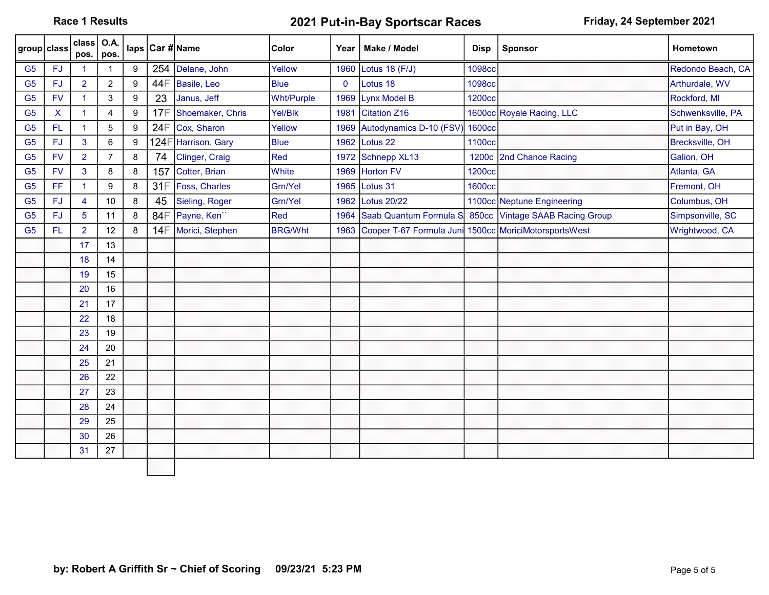**Race 1 Results** **2021 Put-in-Bay Sportscar Races** **Friday, 24 September 2021**

| group | class | class pos. | O.A. pos. | laps | Car # | Name | Color | Year | Make / Model | Disp | Sponsor | Hometown |
|---|---|---|---|---|---|---|---|---|---|---|---|---|
| G5 | FJ | 1 | 1 | 9 | 254 | Delane, John | Yellow | 1960 | Lotus 18 (F/J) | 1098cc | | Redondo Beach, CA |
| G5 | FJ | 2 | 2 | 9 | 44F | Basile, Leo | Blue | 0 | Lotus 18 | 1098cc | | Arthurdale, WV |
| G5 | FV | 1 | 3 | 9 | 23 | Janus, Jeff | Wht/Purple | 1969 | Lynx Model B | 1200cc | | Rockford, MI |
| G5 | X | 1 | 4 | 9 | 17F | Shoemaker, Chris | Yel/Blk | 1981 | Citation Z16 | 1600cc | Royale Racing, LLC | Schwenksville, PA |
| G5 | FL | 1 | 5 | 9 | 24F | Cox, Sharon | Yellow | 1969 | Autodynamics D-10 (FSV) | 1600cc | | Put in Bay, OH |
| G5 | FJ | 3 | 6 | 9 | 124F | Harrison, Gary | Blue | 1962 | Lotus 22 | 1100cc | | Brecksville, OH |
| G5 | FV | 2 | 7 | 8 | 74 | Clinger, Craig | Red | 1972 | Schnepp XL13 | 1200c | 2nd Chance Racing | Galion, OH |
| G5 | FV | 3 | 8 | 8 | 157 | Cotter, Brian | White | 1969 | Horton FV | 1200cc | | Atlanta, GA |
| G5 | FF | 1 | 9 | 8 | 31F | Foss, Charles | Grn/Yel | 1965 | Lotus 31 | 1600cc | | Fremont, OH |
| G5 | FJ | 4 | 10 | 8 | 45 | Sieling, Roger | Grn/Yel | 1962 | Lotus 20/22 | 1100cc | Neptune Engineering | Columbus, OH |
| G5 | FJ | 5 | 11 | 8 | 84F | Payne, Ken`` | Red | 1964 | Saab Quantum Formula S | 850cc | Vintage SAAB Racing Group | Simpsonville, SC |
| G5 | FL | 2 | 12 | 8 | 14F | Morici, Stephen | BRG/Wht | 1963 | Cooper T-67 Formula Juni | 1500cc | MoriciMotorsportsWest | Wrightwood, CA |
| | | 17 | 13 | | | | | | | | | |
| | | 18 | 14 | | | | | | | | | |
| | | 19 | 15 | | | | | | | | | |
| | | 20 | 16 | | | | | | | | | |
| | | 21 | 17 | | | | | | | | | |
| | | 22 | 18 | | | | | | | | | |
| | | 23 | 19 | | | | | | | | | |
| | | 24 | 20 | | | | | | | | | |
| | | 25 | 21 | | | | | | | | | |
| | | 26 | 22 | | | | | | | | | |
| | | 27 | 23 | | | | | | | | | |
| | | 28 | 24 | | | | | | | | | |
| | | 29 | 25 | | | | | | | | | |
| | | 30 | 26 | | | | | | | | | |
| | | 31 | 27 | | | | | | | | | |

**by: Robert A Griffith Sr ~ Chief of Scoring 09/23/21 5:23 PM**